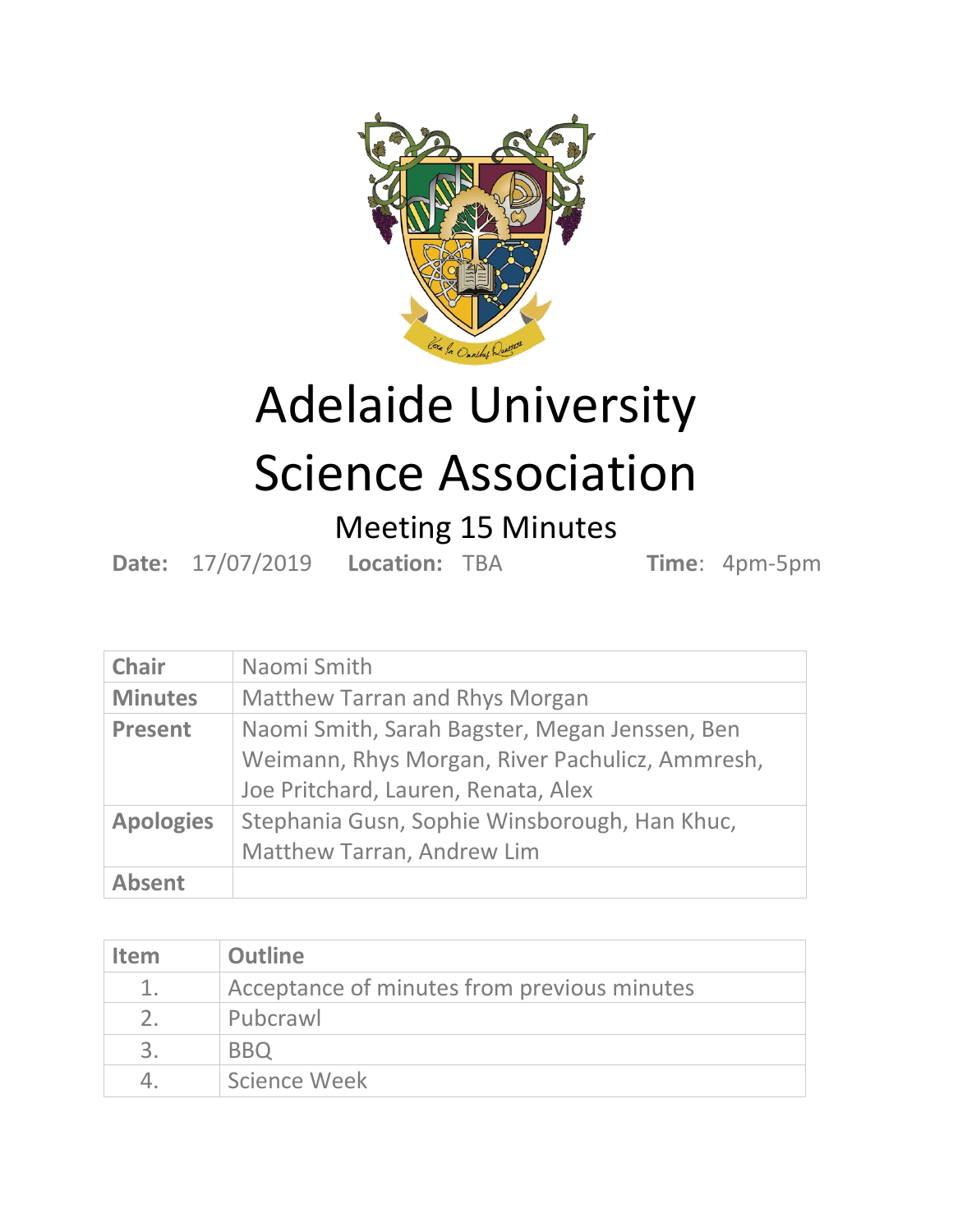# Adelaide University Science Association

## Meeting 15 Minutes

**Date:** 17/07/2019 **Location:** TBA **Time**: 4pm-5pm

| **Chair** | Naomi Smith |
|---|---|
| **Minutes** | Matthew Tarran and Rhys Morgan |
| **Present** | Naomi Smith, Sarah Bagster, Megan Jenssen, Ben Weimann, Rhys Morgan, River Pachulicz, Ammresh, Joe Pritchard, Lauren, Renata, Alex |
| **Apologies** | Stephania Gusn, Sophie Winsborough, Han Khuc, Matthew Tarran, Andrew Lim |
| **Absent** | |

| Item | Outline |
|---|---|
| 1. | Acceptance of minutes from previous minutes |
| 2. | Pubcrawl |
| 3. | BBQ |
| 4. | Science Week |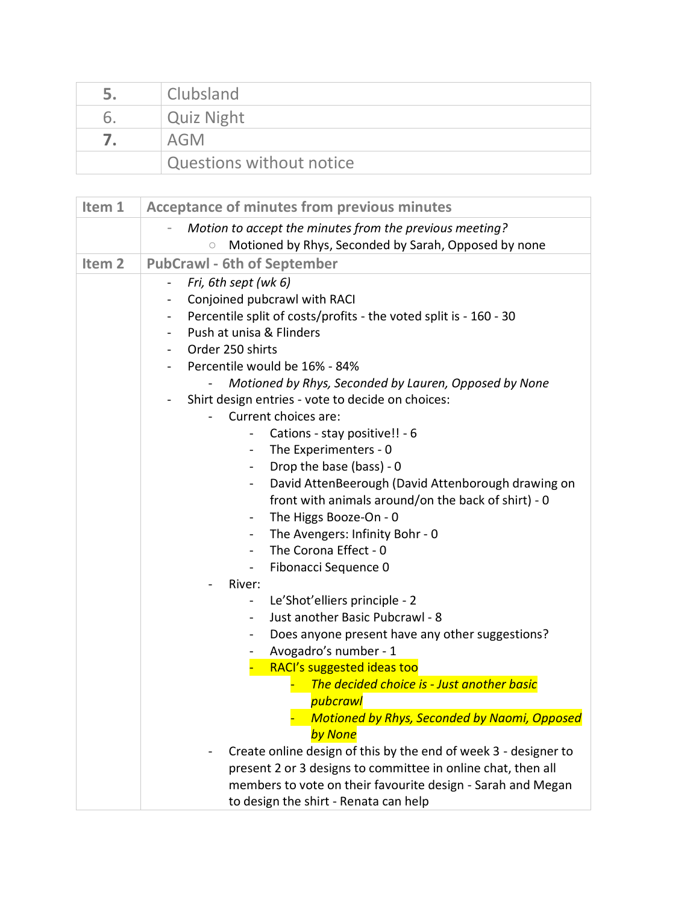| | |
|---|---|
| **5.** | Clubsland |
| 6. | Quiz Night |
| **7.** | AGM |
| | Questions without notice |

| **Item 1** | **Acceptance of minutes from previous minutes** |
|---|---|
| | - *Motion to accept the minutes from the previous meeting?*<br>  ○ Motioned by Rhys, Seconded by Sarah, Opposed by none |
| **Item 2** | **PubCrawl - 6th of September** |
| | - *Fri, 6th sept (wk 6)*<br>- Conjoined pubcrawl with RACI<br>- Percentile split of costs/profits - the voted split is - 160 - 30<br>- Push at unisa & Flinders<br>- Order 250 shirts<br>- Percentile would be 16% - 84%<br>  - *Motioned by Rhys, Seconded by Lauren, Opposed by None*<br>- Shirt design entries - vote to decide on choices:<br>  - Current choices are:<br>    - Cations - stay positive!! - 6<br>    - The Experimenters - 0<br>    - Drop the base (bass) - 0<br>    - David AttenBeerough (David Attenborough drawing on front with animals around/on the back of shirt) - 0<br>    - The Higgs Booze-On - 0<br>    - The Avengers: Infinity Bohr - 0<br>    - The Corona Effect - 0<br>    - Fibonacci Sequence 0<br>  - River:<br>    - Le'Shot'elliers principle - 2<br>    - Just another Basic Pubcrawl - 8<br>    - Does anyone present have any other suggestions?<br>    - Avogadro's number - 1<br>    - RACI's suggested ideas too<br>      - *The decided choice is - Just another basic pubcrawl*<br>      - *Motioned by Rhys, Seconded by Naomi, Opposed by None*<br>  - Create online design of this by the end of week 3 - designer to present 2 or 3 designs to committee in online chat, then all members to vote on their favourite design - Sarah and Megan to design the shirt - Renata can help |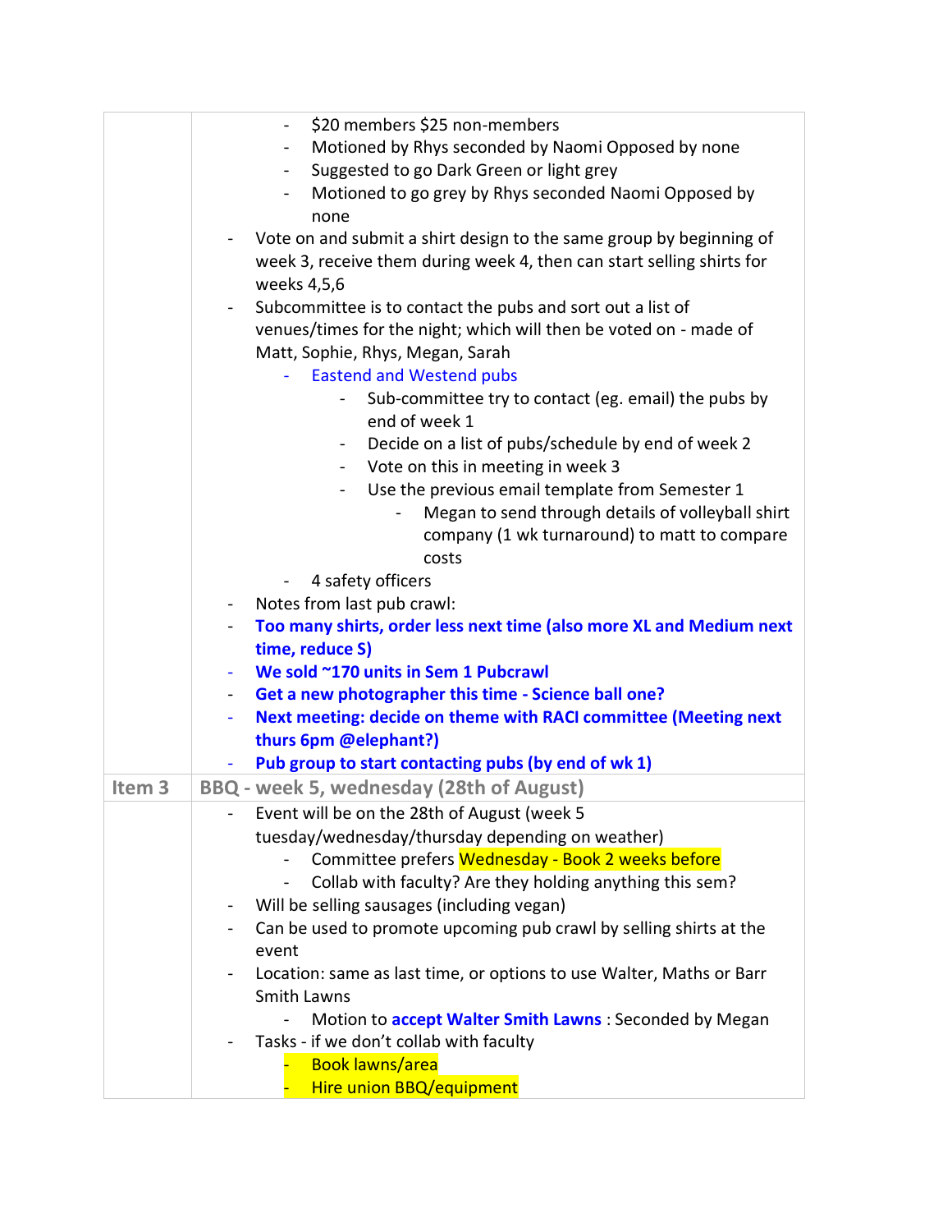| | |
|---|---|
| | - $20 members $25 non-members<br>- Motioned by Rhys seconded by Naomi Opposed by none<br>- Suggested to go Dark Green or light grey<br>- Motioned to go grey by Rhys seconded Naomi Opposed by none<br>- Vote on and submit a shirt design to the same group by beginning of week 3, receive them during week 4, then can start selling shirts for weeks 4,5,6<br>- Subcommittee is to contact the pubs and sort out a list of venues/times for the night; which will then be voted on - made of Matt, Sophie, Rhys, Megan, Sarah<br>  - Eastend and Westend pubs<br>    - Sub-committee try to contact (eg. email) the pubs by end of week 1<br>    - Decide on a list of pubs/schedule by end of week 2<br>    - Vote on this in meeting in week 3<br>    - Use the previous email template from Semester 1<br>      - Megan to send through details of volleyball shirt company (1 wk turnaround) to matt to compare costs<br>  - 4 safety officers<br>- Notes from last pub crawl:<br>- **Too many shirts, order less next time (also more XL and Medium next time, reduce S)**<br>- **We sold ~170 units in Sem 1 Pubcrawl**<br>- **Get a new photographer this time - Science ball one?**<br>- **Next meeting: decide on theme with RACI committee (Meeting next thurs 6pm @elephant?)**<br>- **Pub group to start contacting pubs (by end of wk 1)** |
| **Item 3** | **BBQ - week 5, wednesday (28th of August)** |
| | - Event will be on the 28th of August (week 5 tuesday/wednesday/thursday depending on weather)<br>  - Committee prefers Wednesday - Book 2 weeks before<br>  - Collab with faculty? Are they holding anything this sem?<br>- Will be selling sausages (including vegan)<br>- Can be used to promote upcoming pub crawl by selling shirts at the event<br>- Location: same as last time, or options to use Walter, Maths or Barr Smith Lawns<br>  - Motion to **accept Walter Smith Lawns** : Seconded by Megan<br>- Tasks - if we don't collab with faculty<br>  - Book lawns/area<br>  - Hire union BBQ/equipment |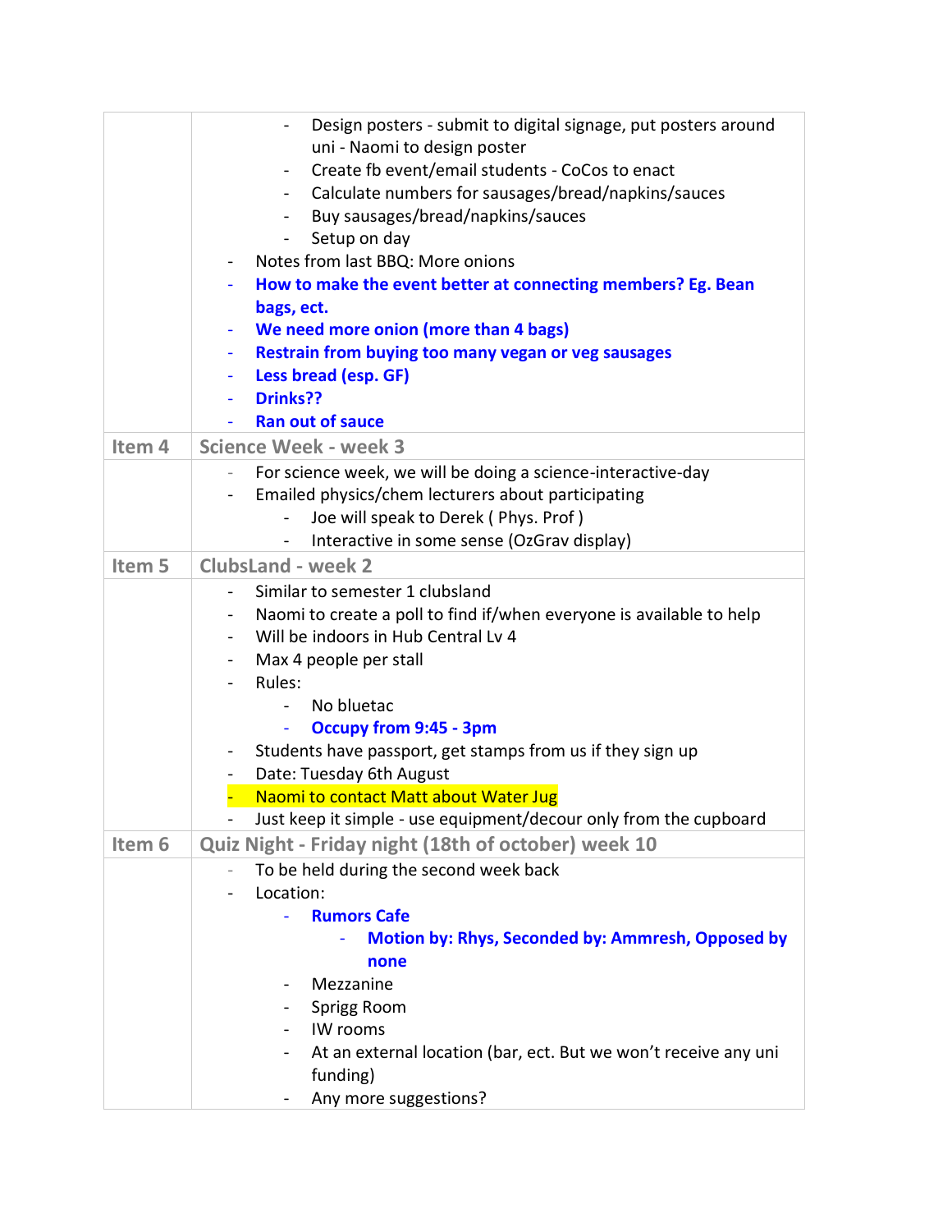| | |
|---|---|
| | - Design posters - submit to digital signage, put posters around uni - Naomi to design poster<br>- Create fb event/email students - CoCos to enact<br>- Calculate numbers for sausages/bread/napkins/sauces<br>- Buy sausages/bread/napkins/sauces<br>- Setup on day<br>- Notes from last BBQ: More onions<br>- **How to make the event better at connecting members? Eg. Bean bags, ect.**<br>- **We need more onion (more than 4 bags)**<br>- **Restrain from buying too many vegan or veg sausages**<br>- **Less bread (esp. GF)**<br>- **Drinks??**<br>- **Ran out of sauce** |
| **Item 4** | **Science Week - week 3** |
| | - For science week, we will be doing a science-interactive-day<br>- Emailed physics/chem lecturers about participating<br>  - Joe will speak to Derek ( Phys. Prof )<br>  - Interactive in some sense (OzGrav display) |
| **Item 5** | **ClubsLand - week 2** |
| | - Similar to semester 1 clubsland<br>- Naomi to create a poll to find if/when everyone is available to help<br>- Will be indoors in Hub Central Lv 4<br>- Max 4 people per stall<br>- Rules:<br>  - No bluetac<br>  - **Occupy from 9:45 - 3pm**<br>- Students have passport, get stamps from us if they sign up<br>- Date: Tuesday 6th August<br>- Naomi to contact Matt about Water Jug<br>- Just keep it simple - use equipment/decour only from the cupboard |
| **Item 6** | **Quiz Night - Friday night (18th of october) week 10** |
| | - To be held during the second week back<br>- Location:<br>  - **Rumors Cafe**<br>    - **Motion by: Rhys, Seconded by: Ammresh, Opposed by none**<br>  - Mezzanine<br>  - Sprigg Room<br>  - IW rooms<br>  - At an external location (bar, ect. But we won't receive any uni funding)<br>  - Any more suggestions? |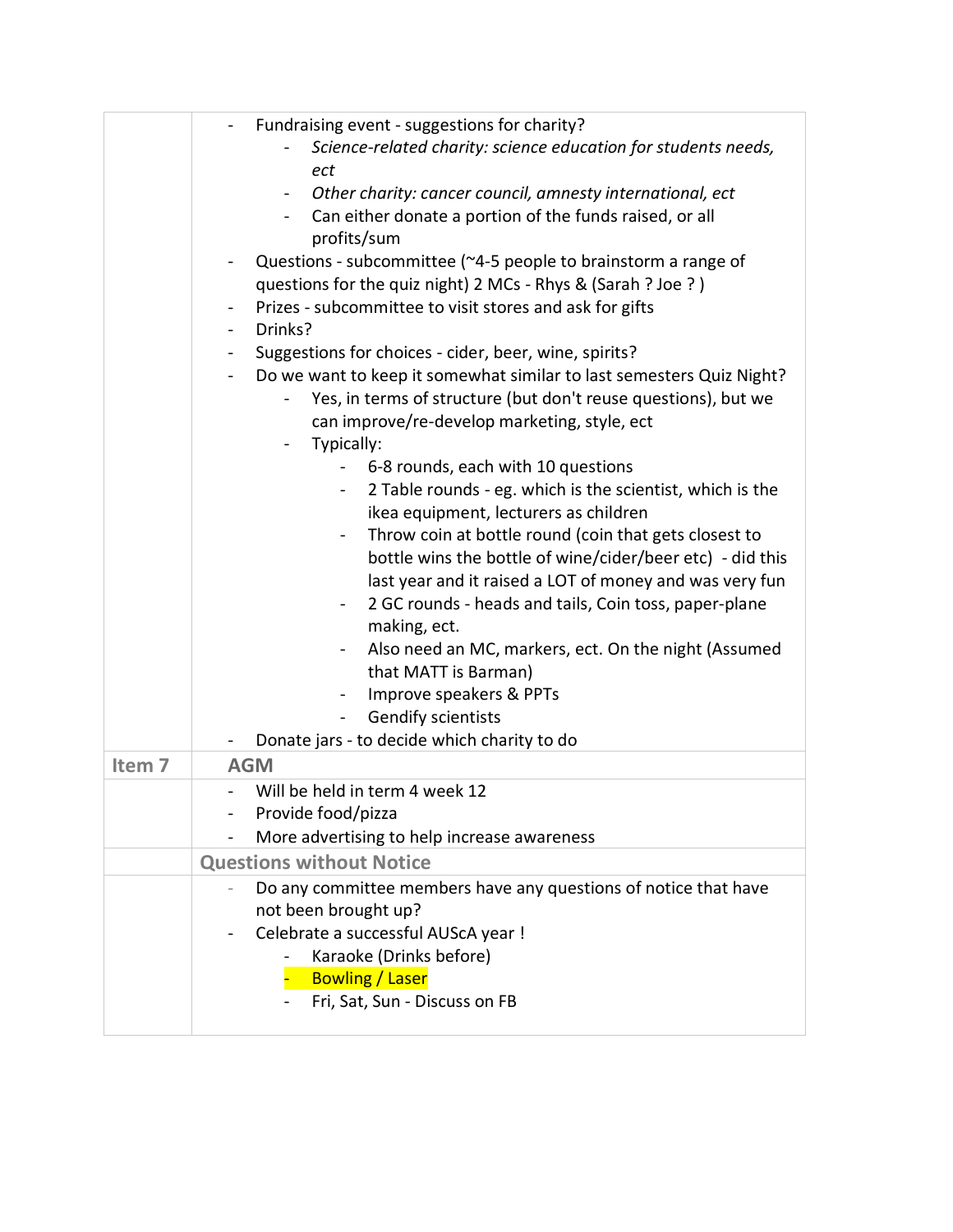| | |
|---|---|
| | - Fundraising event - suggestions for charity?<br>&nbsp;&nbsp;&nbsp;&nbsp;- *Science-related charity: science education for students needs, ect*<br>&nbsp;&nbsp;&nbsp;&nbsp;- *Other charity: cancer council, amnesty international, ect*<br>&nbsp;&nbsp;&nbsp;&nbsp;- Can either donate a portion of the funds raised, or all profits/sum<br>- Questions - subcommittee (~4-5 people to brainstorm a range of questions for the quiz night) 2 MCs - Rhys & (Sarah ? Joe ? )<br>- Prizes - subcommittee to visit stores and ask for gifts<br>- Drinks?<br>- Suggestions for choices - cider, beer, wine, spirits?<br>- Do we want to keep it somewhat similar to last semesters Quiz Night?<br>&nbsp;&nbsp;&nbsp;&nbsp;- Yes, in terms of structure (but don't reuse questions), but we can improve/re-develop marketing, style, ect<br>&nbsp;&nbsp;&nbsp;&nbsp;- Typically:<br>&nbsp;&nbsp;&nbsp;&nbsp;&nbsp;&nbsp;&nbsp;&nbsp;- 6-8 rounds, each with 10 questions<br>&nbsp;&nbsp;&nbsp;&nbsp;&nbsp;&nbsp;&nbsp;&nbsp;- 2 Table rounds - eg. which is the scientist, which is the ikea equipment, lecturers as children<br>&nbsp;&nbsp;&nbsp;&nbsp;&nbsp;&nbsp;&nbsp;&nbsp;- Throw coin at bottle round (coin that gets closest to bottle wins the bottle of wine/cider/beer etc) - did this last year and it raised a LOT of money and was very fun<br>&nbsp;&nbsp;&nbsp;&nbsp;&nbsp;&nbsp;&nbsp;&nbsp;- 2 GC rounds - heads and tails, Coin toss, paper-plane making, ect.<br>&nbsp;&nbsp;&nbsp;&nbsp;&nbsp;&nbsp;&nbsp;&nbsp;- Also need an MC, markers, ect. On the night (Assumed that MATT is Barman)<br>&nbsp;&nbsp;&nbsp;&nbsp;&nbsp;&nbsp;&nbsp;&nbsp;- Improve speakers & PPTs<br>&nbsp;&nbsp;&nbsp;&nbsp;&nbsp;&nbsp;&nbsp;&nbsp;- Gendify scientists<br>- Donate jars - to decide which charity to do |
| **Item 7** | **AGM** |
| | - Will be held in term 4 week 12<br>- Provide food/pizza<br>- More advertising to help increase awareness |
| | **Questions without Notice** |
| | - Do any committee members have any questions of notice that have not been brought up?<br>- Celebrate a successful AUScA year !<br>&nbsp;&nbsp;&nbsp;&nbsp;- Karaoke (Drinks before)<br>&nbsp;&nbsp;&nbsp;&nbsp;- Bowling / Laser<br>&nbsp;&nbsp;&nbsp;&nbsp;- Fri, Sat, Sun - Discuss on FB |